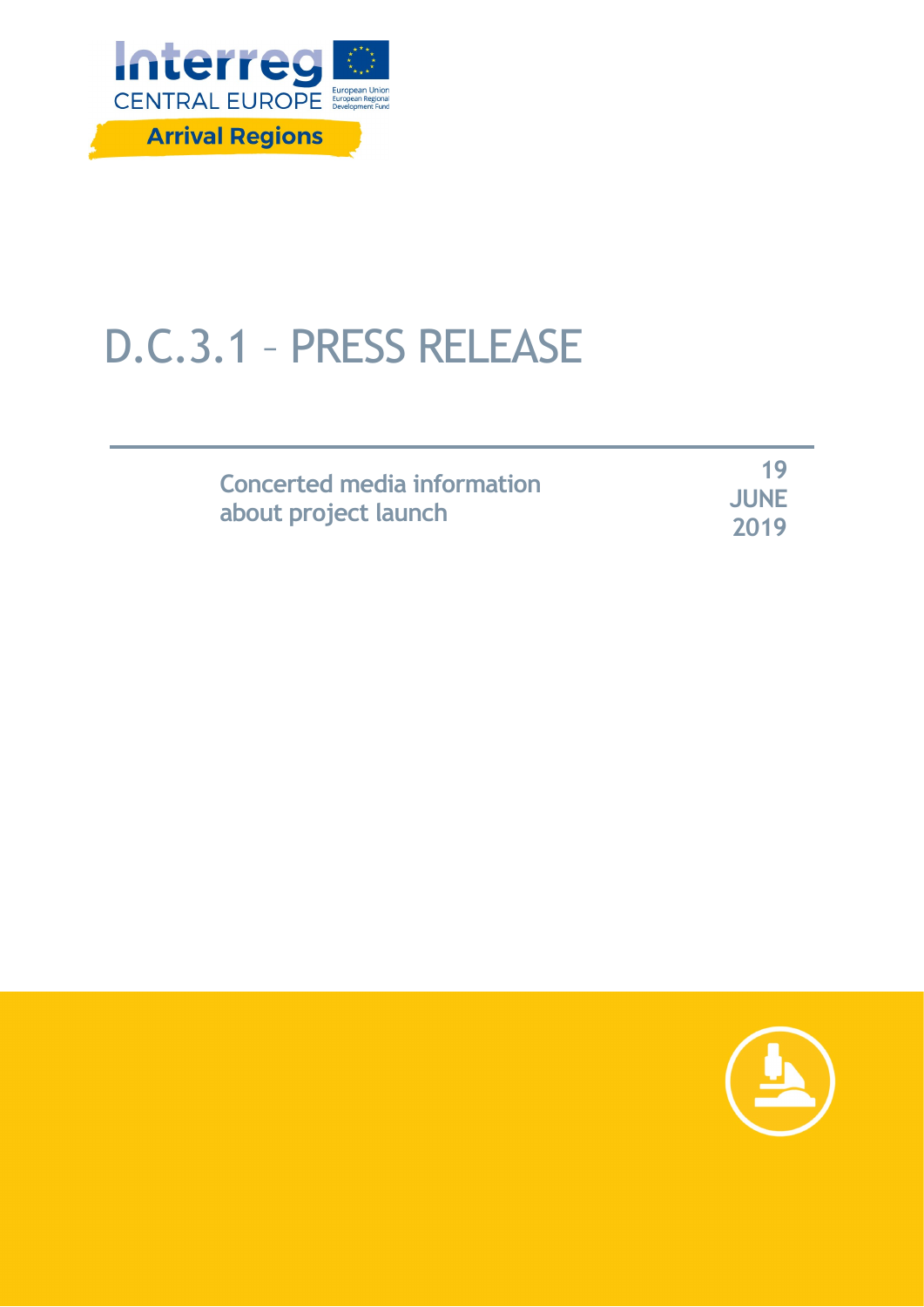Interreg CENTRAL EUROPE

European Union
European Regional Development Fund

**Arrival Regions**

# D.C.3.1 – PRESS RELEASE

**Concerted media information about project launch**

**19 JUNE 2019**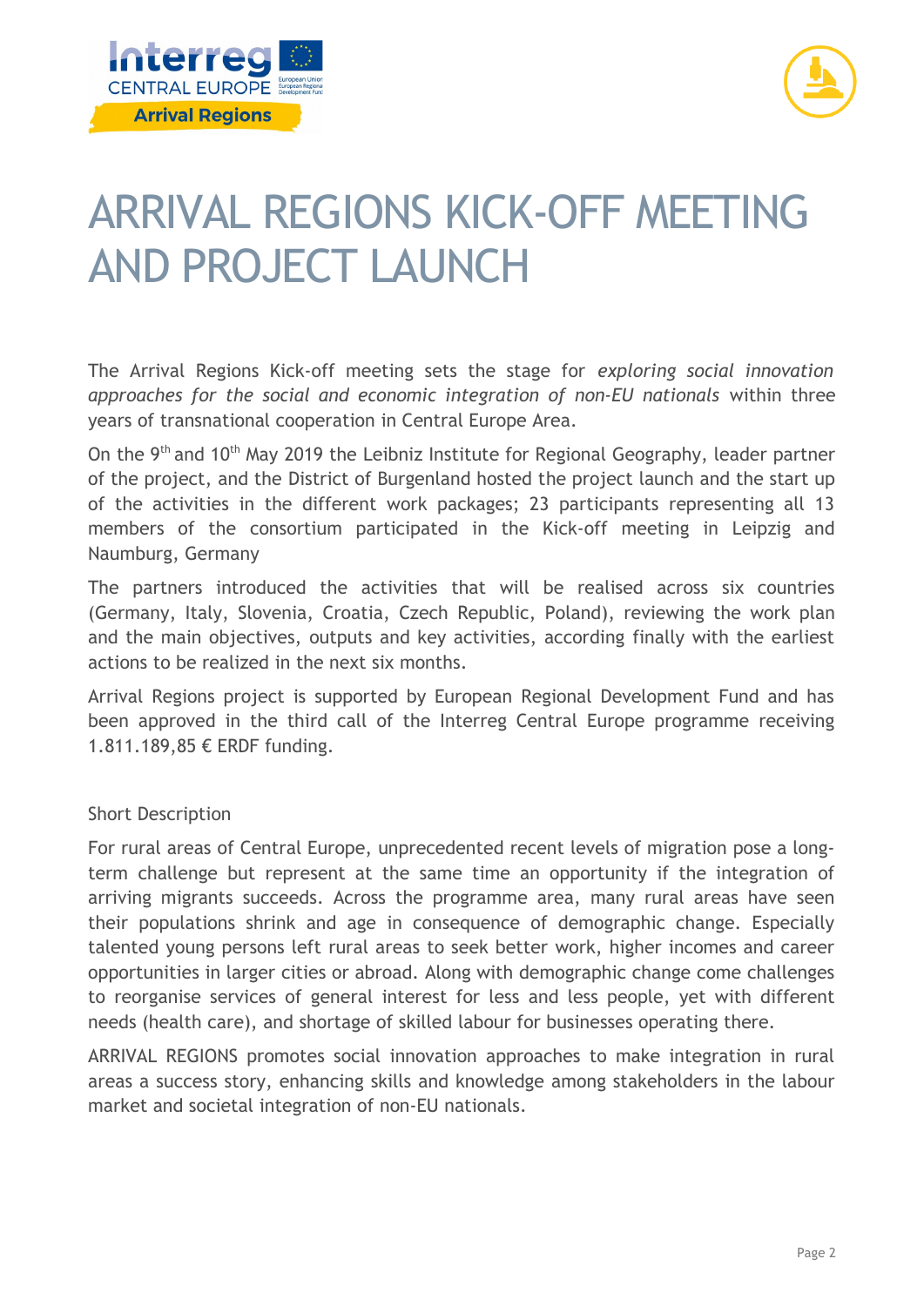# ARRIVAL REGIONS KICK-OFF MEETING AND PROJECT LAUNCH

The Arrival Regions Kick-off meeting sets the stage for *exploring social innovation approaches for the social and economic integration of non-EU nationals* within three years of transnational cooperation in Central Europe Area.

On the 9th and 10th May 2019 the Leibniz Institute for Regional Geography, leader partner of the project, and the District of Burgenland hosted the project launch and the start up of the activities in the different work packages; 23 participants representing all 13 members of the consortium participated in the Kick-off meeting in Leipzig and Naumburg, Germany

The partners introduced the activities that will be realised across six countries (Germany, Italy, Slovenia, Croatia, Czech Republic, Poland), reviewing the work plan and the main objectives, outputs and key activities, according finally with the earliest actions to be realized in the next six months.

Arrival Regions project is supported by European Regional Development Fund and has been approved in the third call of the Interreg Central Europe programme receiving 1.811.189,85 € ERDF funding.

Short Description

For rural areas of Central Europe, unprecedented recent levels of migration pose a long-term challenge but represent at the same time an opportunity if the integration of arriving migrants succeeds. Across the programme area, many rural areas have seen their populations shrink and age in consequence of demographic change. Especially talented young persons left rural areas to seek better work, higher incomes and career opportunities in larger cities or abroad. Along with demographic change come challenges to reorganise services of general interest for less and less people, yet with different needs (health care), and shortage of skilled labour for businesses operating there.

ARRIVAL REGIONS promotes social innovation approaches to make integration in rural areas a success story, enhancing skills and knowledge among stakeholders in the labour market and societal integration of non-EU nationals.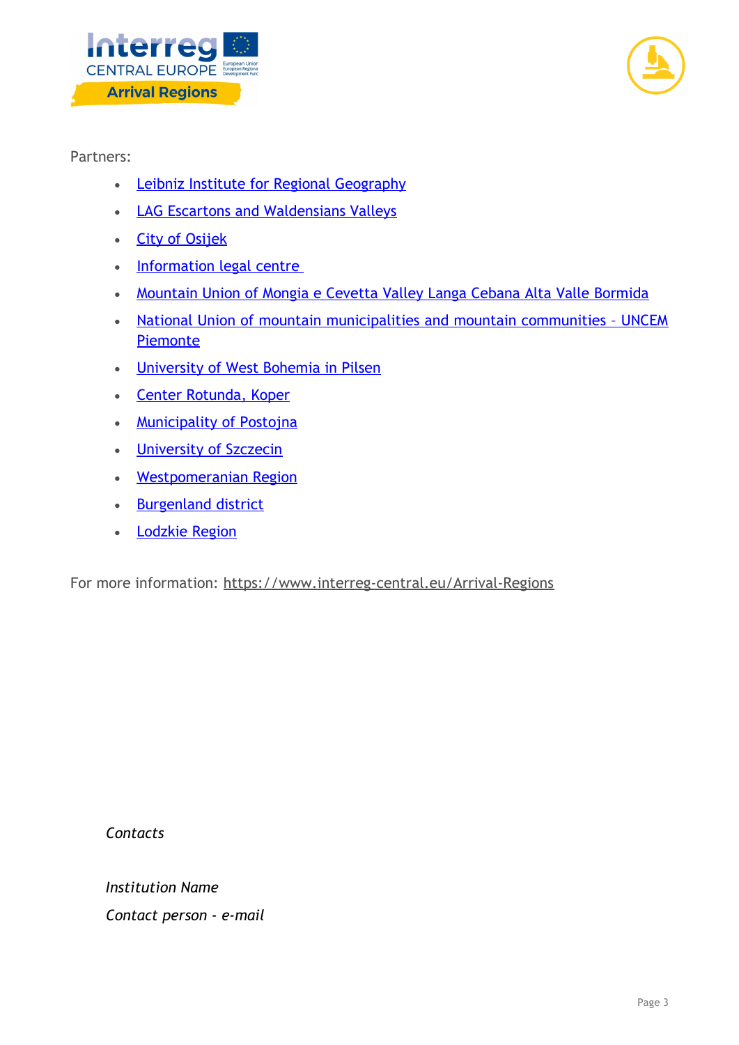Partners:

- [Leibniz Institute for Regional Geography]
- [LAG Escartons and Waldensians Valleys]
- [City of Osijek]
- [Information legal centre ]
- [Mountain Union of Mongia e Cevetta Valley Langa Cebana Alta Valle Bormida]
- [National Union of mountain municipalities and mountain communities – UNCEM Piemonte]
- [University of West Bohemia in Pilsen]
- [Center Rotunda, Koper]
- [Municipality of Postojna]
- [University of Szczecin]
- [Westpomeranian Region]
- [Burgenland district]
- [Lodzkie Region]

For more information: https://www.interreg-central.eu/Arrival-Regions

*Contacts*

*Institution Name*

*Contact person - e-mail*